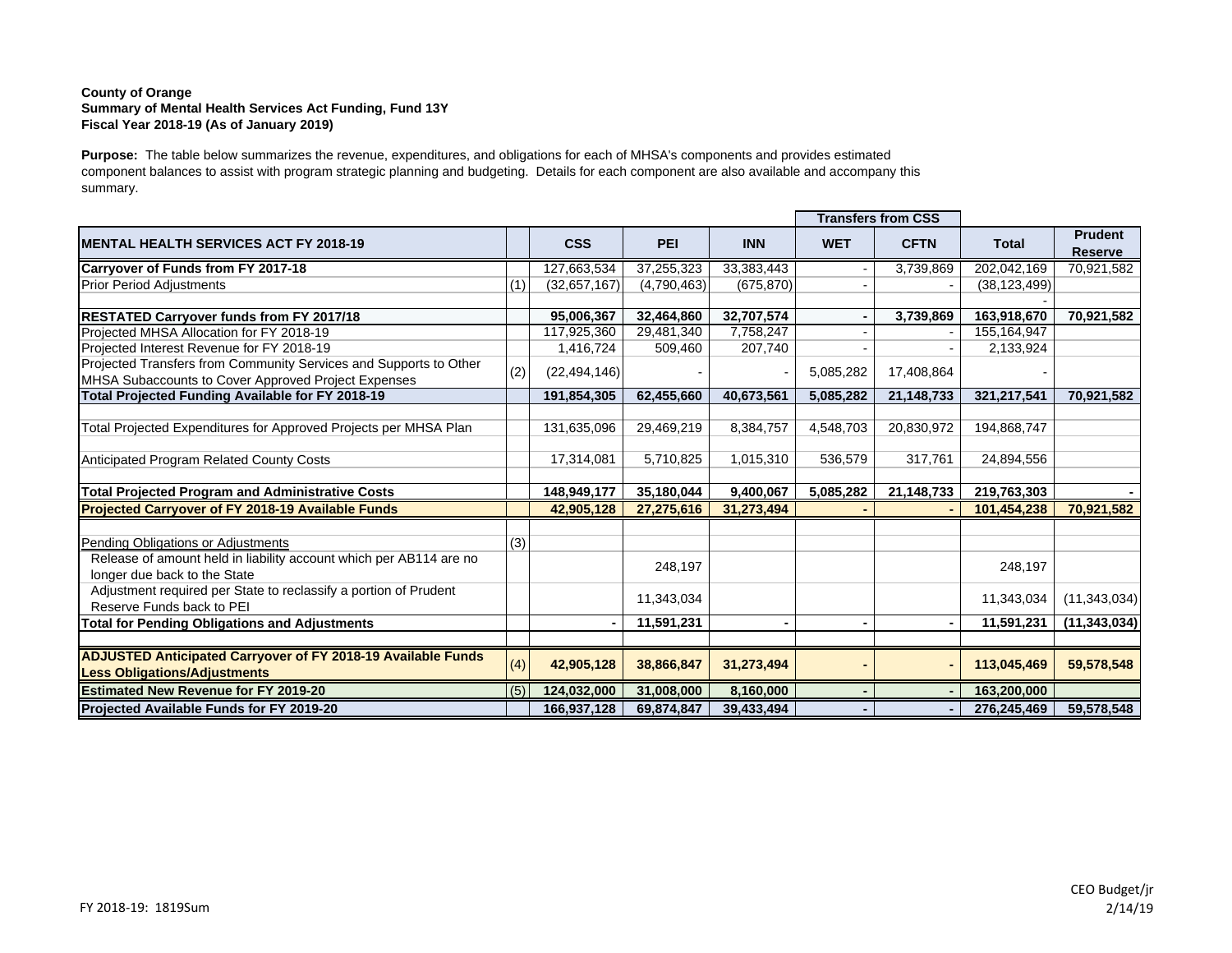**County of Orange**
**Summary of Mental Health Services Act Funding, Fund 13Y**
**Fiscal Year 2018-19 (As of January 2019)**

**Purpose:** The table below summarizes the revenue, expenditures, and obligations for each of MHSA's components and provides estimated component balances to assist with program strategic planning and budgeting. Details for each component are also available and accompany this summary.

| | | | | | Transfers from CSS | | | |
|---|---|---|---|---|---|---|---|---|
| **MENTAL HEALTH SERVICES ACT FY 2018-19** | | **CSS** | **PEI** | **INN** | **WET** | **CFTN** | **Total** | **Prudent Reserve** |
| **Carryover of Funds from FY 2017-18** | | 127,663,534 | 37,255,323 | 33,383,443 | - | 3,739,869 | 202,042,169 | 70,921,582 |
| Prior Period Adjustments | (1) | (32,657,167) | (4,790,463) | (675,870) | - | - | (38,123,499) | |
| | | | | | | | - | |
| **RESTATED Carryover funds from FY 2017/18** | | **95,006,367** | **32,464,860** | **32,707,574** | **-** | **3,739,869** | **163,918,670** | **70,921,582** |
| Projected MHSA Allocation for FY 2018-19 | | 117,925,360 | 29,481,340 | 7,758,247 | - | - | 155,164,947 | |
| Projected Interest Revenue for FY 2018-19 | | 1,416,724 | 509,460 | 207,740 | - | - | 2,133,924 | |
| Projected Transfers from Community Services and Supports to Other MHSA Subaccounts to Cover Approved Project Expenses | (2) | (22,494,146) | - | - | 5,085,282 | 17,408,864 | - | |
| **Total Projected Funding Available for FY 2018-19** | | **191,854,305** | **62,455,660** | **40,673,561** | **5,085,282** | **21,148,733** | **321,217,541** | **70,921,582** |
| Total Projected Expenditures for Approved Projects per MHSA Plan | | 131,635,096 | 29,469,219 | 8,384,757 | 4,548,703 | 20,830,972 | 194,868,747 | |
| Anticipated Program Related County Costs | | 17,314,081 | 5,710,825 | 1,015,310 | 536,579 | 317,761 | 24,894,556 | |
| **Total Projected Program and Administrative Costs** | | **148,949,177** | **35,180,044** | **9,400,067** | **5,085,282** | **21,148,733** | **219,763,303** | **-** |
| **Projected Carryover of FY 2018-19 Available Funds** | | **42,905,128** | **27,275,616** | **31,273,494** | **-** | **-** | **101,454,238** | **70,921,582** |
| Pending Obligations or Adjustments | (3) | | | | | | | |
| Release of amount held in liability account which per AB114 are no longer due back to the State | | | 248,197 | | | | 248,197 | |
| Adjustment required per State to reclassify a portion of Prudent Reserve Funds back to PEI | | | 11,343,034 | | | | 11,343,034 | (11,343,034) |
| **Total for Pending Obligations and Adjustments** | | **-** | **11,591,231** | **-** | **-** | **-** | **11,591,231** | **(11,343,034)** |
| **ADJUSTED Anticipated Carryover of FY 2018-19 Available Funds Less Obligations/Adjustments** | (4) | **42,905,128** | **38,866,847** | **31,273,494** | **-** | **-** | **113,045,469** | **59,578,548** |
| **Estimated New Revenue for FY 2019-20** | (5) | **124,032,000** | **31,008,000** | **8,160,000** | **-** | **-** | **163,200,000** | |
| **Projected Available Funds for FY 2019-20** | | **166,937,128** | **69,874,847** | **39,433,494** | **-** | **-** | **276,245,469** | **59,578,548** |

FY 2018-19: 1819Sum

CEO Budget/jr
2/14/19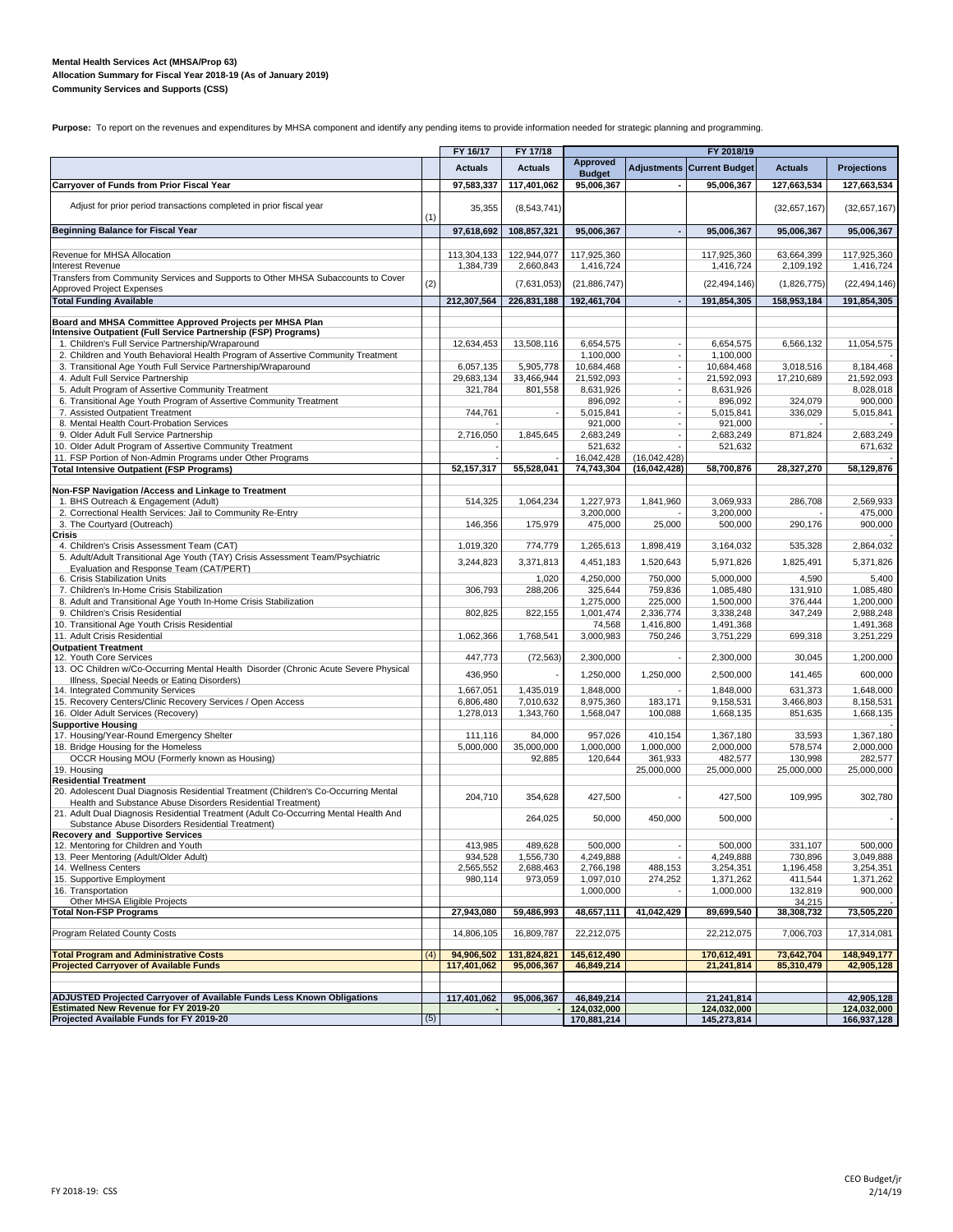**Mental Health Services Act (MHSA/Prop 63)**
**Allocation Summary for Fiscal Year 2018-19 (As of January 2019)**
**Community Services and Supports (CSS)**

**Purpose:** To report on the revenues and expenditures by MHSA component and identify any pending items to provide information needed for strategic planning and programming.

| | | FY 16/17 | FY 17/18 | FY 2018/19 | | | | |
|---|---|---|---|---|---|---|---|---|
| | | Actuals | Actuals | Approved Budget | Adjustments | Current Budget | Actuals | Projections |
| **Carryover of Funds from Prior Fiscal Year** | | **97,583,337** | **117,401,062** | **95,006,367** | **-** | **95,006,367** | **127,663,534** | **127,663,534** |
| Adjust for prior period transactions completed in prior fiscal year | (1) | 35,355 | (8,543,741) | | | | (32,657,167) | (32,657,167) |
| **Beginning Balance for Fiscal Year** | | **97,618,692** | **108,857,321** | **95,006,367** | **-** | **95,006,367** | **95,006,367** | **95,006,367** |
| Revenue for MHSA Allocation | | 113,304,133 | 122,944,077 | 117,925,360 | | 117,925,360 | 63,664,399 | 117,925,360 |
| Interest Revenue | | 1,384,739 | 2,660,843 | 1,416,724 | | 1,416,724 | 2,109,192 | 1,416,724 |
| Transfers from Community Services and Supports to Other MHSA Subaccounts to Cover Approved Project Expenses | (2) | | (7,631,053) | (21,886,747) | | (22,494,146) | (1,826,775) | (22,494,146) |
| **Total Funding Available** | | **212,307,564** | **226,831,188** | **192,461,704** | **-** | **191,854,305** | **158,953,184** | **191,854,305** |
| **Board and MHSA Committee Approved Projects per MHSA Plan** | | | | | | | | |
| **Intensive Outpatient (Full Service Partnership (FSP) Programs)** | | | | | | | | |
| 1. Children's Full Service Partnership/Wraparound | | 12,634,453 | 13,508,116 | 6,654,575 | - | 6,654,575 | 6,566,132 | 11,054,575 |
| 2. Children and Youth Behavioral Health Program of Assertive Community Treatment | | | | 1,100,000 | - | 1,100,000 | | - |
| 3. Transitional Age Youth Full Service Partnership/Wraparound | | 6,057,135 | 5,905,778 | 10,684,468 | - | 10,684,468 | 3,018,516 | 8,184,468 |
| 4. Adult Full Service Partnership | | 29,683,134 | 33,466,944 | 21,592,093 | - | 21,592,093 | 17,210,689 | 21,592,093 |
| 5. Adult Program of Assertive Community Treatment | | 321,784 | 801,558 | 8,631,926 | - | 8,631,926 | | 8,028,018 |
| 6. Transitional Age Youth Program of Assertive Community Treatment | | | | 896,092 | - | 896,092 | 324,079 | 900,000 |
| 7. Assisted Outpatient Treatment | | 744,761 | - | 5,015,841 | - | 5,015,841 | 336,029 | 5,015,841 |
| 8. Mental Health Court-Probation Services | | | - | 921,000 | - | 921,000 | - | - |
| 9. Older Adult Full Service Partnership | | 2,716,050 | 1,845,645 | 2,683,249 | - | 2,683,249 | 871,824 | 2,683,249 |
| 10. Older Adult Program of Assertive Community Treatment | | | - | 521,632 | - | 521,632 | | 671,632 |
| 11. FSP Portion of Non-Admin Programs under Other Programs | | | - | 16,042,428 | (16,042,428) | | | - |
| **Total Intensive Outpatient (FSP Programs)** | | **52,157,317** | **55,528,041** | **74,743,304** | **(16,042,428)** | **58,700,876** | **28,327,270** | **58,129,876** |
| **Non-FSP Navigation /Access and Linkage to Treatment** | | | | | | | | |
| 1. BHS Outreach & Engagement (Adult) | | 514,325 | 1,064,234 | 1,227,973 | 1,841,960 | 3,069,933 | 286,708 | 2,569,933 |
| 2. Correctional Health Services: Jail to Community Re-Entry | | | | 3,200,000 | | 3,200,000 | - | 475,000 |
| 3. The Courtyard (Outreach) | | 146,356 | 175,979 | 475,000 | 25,000 | 500,000 | 290,176 | 900,000 |
| **Crisis** | | | | | | | | - |
| 4. Children's Crisis Assessment Team (CAT) | | 1,019,320 | 774,779 | 1,265,613 | 1,898,419 | 3,164,032 | 535,328 | 2,864,032 |
| 5. Adult/Adult Transitional Age Youth (TAY) Crisis Assessment Team/Psychiatric Evaluation and Response Team (CAT/PERT) | | 3,244,823 | 3,371,813 | 4,451,183 | 1,520,643 | 5,971,826 | 1,825,491 | 5,371,826 |
| 6. Crisis Stabilization Units | | | 1,020 | 4,250,000 | 750,000 | 5,000,000 | 4,590 | 5,400 |
| 7. Children's In-Home Crisis Stabilization | | 306,793 | 288,206 | 325,644 | 759,836 | 1,085,480 | 131,910 | 1,085,480 |
| 8. Adult and Transitional Age Youth In-Home Crisis Stabilization | | | | 1,275,000 | 225,000 | 1,500,000 | 376,444 | 1,200,000 |
| 9. Children's Crisis Residential | | 802,825 | 822,155 | 1,001,474 | 2,336,774 | 3,338,248 | 347,249 | 2,988,248 |
| 10. Transitional Age Youth Crisis Residential | | | | 74,568 | 1,416,800 | 1,491,368 | | 1,491,368 |
| 11. Adult Crisis Residential | | 1,062,366 | 1,768,541 | 3,000,983 | 750,246 | 3,751,229 | 699,318 | 3,251,229 |
| **Outpatient Treatment** | | | | | | | | |
| 12. Youth Core Services | | 447,773 | (72,563) | 2,300,000 | - | 2,300,000 | 30,045 | 1,200,000 |
| 13. OC Children w/Co-Occurring Mental Health Disorder (Chronic Acute Severe Physical Illness, Special Needs or Eating Disorders) | | 436,950 | - | 1,250,000 | 1,250,000 | 2,500,000 | 141,465 | 600,000 |
| 14. Integrated Community Services | | 1,667,051 | 1,435,019 | 1,848,000 | - | 1,848,000 | 631,373 | 1,648,000 |
| 15. Recovery Centers/Clinic Recovery Services / Open Access | | 6,806,480 | 7,010,632 | 8,975,360 | 183,171 | 9,158,531 | 3,466,803 | 8,158,531 |
| 16. Older Adult Services (Recovery) | | 1,278,013 | 1,343,760 | 1,568,047 | 100,088 | 1,668,135 | 851,635 | 1,668,135 |
| **Supportive Housing** | | | | | | | | - |
| 17. Housing/Year-Round Emergency Shelter | | 111,116 | 84,000 | 957,026 | 410,154 | 1,367,180 | 33,593 | 1,367,180 |
| 18. Bridge Housing for the Homeless | | 5,000,000 | 35,000,000 | 1,000,000 | 1,000,000 | 2,000,000 | 578,574 | 2,000,000 |
| OCCR Housing MOU (Formerly known as Housing) | | | 92,885 | 120,644 | 361,933 | 482,577 | 130,998 | 282,577 |
| 19. Housing | | | | | 25,000,000 | 25,000,000 | 25,000,000 | 25,000,000 |
| **Residential Treatment** | | | | | | | | |
| 20. Adolescent Dual Diagnosis Residential Treatment (Children's Co-Occurring Mental Health and Substance Abuse Disorders Residential Treatment) | | 204,710 | 354,628 | 427,500 | - | 427,500 | 109,995 | 302,780 |
| 21. Adult Dual Diagnosis Residential Treatment (Adult Co-Occurring Mental Health And Substance Abuse Disorders Residential Treatment) | | | 264,025 | 50,000 | 450,000 | 500,000 | | - |
| **Recovery and Supportive Services** | | | | | | | | |
| 12. Mentoring for Children and Youth | | 413,985 | 489,628 | 500,000 | - | 500,000 | 331,107 | 500,000 |
| 13. Peer Mentoring (Adult/Older Adult) | | 934,528 | 1,556,730 | 4,249,888 | - | 4,249,888 | 730,896 | 3,049,888 |
| 14. Wellness Centers | | 2,565,552 | 2,688,463 | 2,766,198 | 488,153 | 3,254,351 | 1,196,458 | 3,254,351 |
| 15. Supportive Employment | | 980,114 | 973,059 | 1,097,010 | 274,252 | 1,371,262 | 411,544 | 1,371,262 |
| 16. Transportation | | | | 1,000,000 | - | 1,000,000 | 132,819 | 900,000 |
| Other MHSA Eligible Projects | | | | | | | 34,215 | - |
| **Total Non-FSP Programs** | | **27,943,080** | **59,486,993** | **48,657,111** | **41,042,429** | **89,699,540** | **38,308,732** | **73,505,220** |
| Program Related County Costs | | 14,806,105 | 16,809,787 | 22,212,075 | | 22,212,075 | 7,006,703 | 17,314,081 |
| **Total Program and Administrative Costs** | (4) | **94,906,502** | **131,824,821** | **145,612,490** | | **170,612,491** | **73,642,704** | **148,949,177** |
| **Projected Carryover of Available Funds** | | **117,401,062** | **95,006,367** | **46,849,214** | | **21,241,814** | **85,310,479** | **42,905,128** |
| **ADJUSTED Projected Carryover of Available Funds Less Known Obligations** | | **117,401,062** | **95,006,367** | **46,849,214** | | **21,241,814** | | **42,905,128** |
| **Estimated New Revenue for FY 2019-20** | | **-** | **-** | **124,032,000** | | **124,032,000** | | **124,032,000** |
| **Projected Available Funds for FY 2019-20** | (5) | | | **170,881,214** | | **145,273,814** | | **166,937,128** |

FY 2018-19: CSS

CEO Budget/jr
2/14/19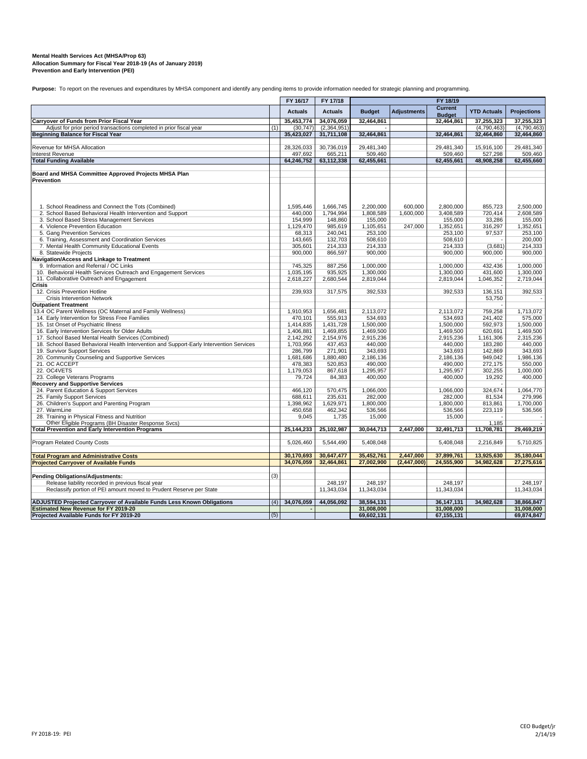**Mental Health Services Act (MHSA/Prop 63)**
**Allocation Summary for Fiscal Year 2018-19 (As of January 2019)**
**Prevention and Early Intervention (PEI)**

**Purpose:** To report on the revenues and expenditures by MHSA component and identify any pending items to provide information needed for strategic planning and programming.

| | | FY 16/17 | FY 17/18 | FY 18/19 | | | | |
|---|---|---|---|---|---|---|---|---|
| | | Actuals | Actuals | Budget | Adjustments | Current Budget | YTD Actuals | Projections |
| **Carryover of Funds from Prior Fiscal Year** | | 35,453,774 | 34,076,059 | 32,464,861 | | 32,464,861 | 37,255,323 | 37,255,323 |
| Adjust for prior period transactions completed in prior fiscal year | (1) | (30,747) | (2,364,951) | - | | | (4,790,463) | (4,790,463) |
| **Beginning Balance for Fiscal Year** | | 35,423,027 | 31,711,108 | 32,464,861 | | 32,464,861 | 32,464,860 | 32,464,860 |
| Revenue for MHSA Allocation | | 28,326,033 | 30,736,019 | 29,481,340 | | 29,481,340 | 15,916,100 | 29,481,340 |
| Interest Revenue | | 497,692 | 665,211 | 509,460 | | 509,460 | 527,298 | 509,460 |
| **Total Funding Available** | | 64,246,752 | 63,112,338 | 62,455,661 | | 62,455,661 | 48,908,258 | 62,455,660 |
| **Board and MHSA Committee Approved Projects MHSA Plan** | | | | | | | | |
| **Prevention** | | | | | | | | |
| 1. School Readiness and Connect the Tots (Combined) | | 1,595,446 | 1,666,745 | 2,200,000 | 600,000 | 2,800,000 | 855,723 | 2,500,000 |
| 2. School Based Behavioral Health Intervention and Support | | 440,000 | 1,794,994 | 1,808,589 | 1,600,000 | 3,408,589 | 720,414 | 2,608,589 |
| 3. School Based Stress Management Services | | 154,999 | 148,860 | 155,000 | | 155,000 | 33,286 | 155,000 |
| 4. Violence Prevention Education | | 1,129,470 | 985,619 | 1,105,651 | 247,000 | 1,352,651 | 316,297 | 1,352,651 |
| 5. Gang Prevention Services | | 68,313 | 240,041 | 253,100 | | 253,100 | 97,537 | 253,100 |
| 6. Training, Assessment and Coordination Services | | 143,665 | 132,703 | 508,610 | | 508,610 | - | 200,000 |
| 7. Mental Health Community Educational Events | | 305,601 | 214,333 | 214,333 | | 214,333 | (3,681) | 214,333 |
| 8. Statewide Projects | | 900,000 | 866,597 | 900,000 | | 900,000 | 900,000 | 900,000 |
| **Navigation/Access and Linkage to Treatment** | | | | | | | - | |
| 9. Information and Referral / OC Links | | 745,325 | 887,256 | 1,000,000 | | 1,000,000 | 432,436 | 1,000,000 |
| 10. Behavioral Health Services Outreach and Engagement Services | | 1,035,195 | 935,925 | 1,300,000 | | 1,300,000 | 431,600 | 1,300,000 |
| 11. Collaborative Outreach and Engagement | | 2,618,227 | 2,680,544 | 2,819,044 | | 2,819,044 | 1,046,352 | 2,719,044 |
| **Crisis** | | | | | | | - | |
| 12. Crisis Prevention Hotline | | 239,933 | 317,575 | 392,533 | | 392,533 | 136,151 | 392,533 |
| Crisis Intervention Network | | | | | | | 53,750 | - |
| **Outpatient Treatment** | | | | | | | - | |
| 13.4 OC Parent Wellness (OC Maternal and Family Wellness) | | 1,910,953 | 1,656,481 | 2,113,072 | | 2,113,072 | 759,258 | 1,713,072 |
| 14. Early Intervention for Stress Free Families | | 470,101 | 555,913 | 534,693 | | 534,693 | 241,402 | 575,000 |
| 15. 1st Onset of Psychiatric Illness | | 1,414,835 | 1,431,728 | 1,500,000 | | 1,500,000 | 592,973 | 1,500,000 |
| 16. Early Intervention Services for Older Adults | | 1,406,881 | 1,469,855 | 1,469,500 | | 1,469,500 | 620,691 | 1,469,500 |
| 17. School Based Mental Health Services (Combined) | | 2,142,292 | 2,154,976 | 2,915,236 | | 2,915,236 | 1,161,306 | 2,315,236 |
| 18. School Based Behavioral Health Intervention and Support-Early Intervention Services | | 1,703,956 | 437,453 | 440,000 | | 440,000 | 183,280 | 440,000 |
| 19. Survivor Support Services | | 286,799 | 271,901 | 343,693 | | 343,693 | 142,869 | 343,693 |
| 20. Community Counseling and Supportive Services | | 1,681,686 | 1,880,480 | 2,186,136 | | 2,186,136 | 949,042 | 1,986,136 |
| 21. OC ACCEPT | | 478,383 | 520,853 | 490,000 | | 490,000 | 272,175 | 550,000 |
| 22. OC4VETS | | 1,179,053 | 867,618 | 1,295,957 | | 1,295,957 | 302,255 | 1,000,000 |
| 23. College Veterans Programs | | 79,724 | 84,383 | 400,000 | | 400,000 | 19,292 | 400,000 |
| **Recovery and Supportive Services** | | | | | | | - | |
| 24. Parent Education & Support Services | | 466,120 | 570,475 | 1,066,000 | | 1,066,000 | 324,674 | 1,064,770 |
| 25. Family Support Services | | 688,611 | 235,631 | 282,000 | | 282,000 | 81,534 | 279,996 |
| 26. Children's Support and Parenting Program | | 1,398,962 | 1,629,971 | 1,800,000 | | 1,800,000 | 813,861 | 1,700,000 |
| 27. WarmLine | | 450,658 | 462,342 | 536,566 | | 536,566 | 223,119 | 536,566 |
| 28. Training in Physical Fitness and Nutrition | | 9,045 | 1,735 | 15,000 | | 15,000 | - | - |
| Other Eligible Programs (BH Disaster Response Svcs) | | | | | | | 1,185 | - |
| **Total Prevention and Early Intervention Programs** | | 25,144,233 | 25,102,987 | 30,044,713 | 2,447,000 | 32,491,713 | 11,708,781 | 29,469,219 |
| Program Related County Costs | | 5,026,460 | 5,544,490 | 5,408,048 | | 5,408,048 | 2,216,849 | 5,710,825 |
| **Total Program and Administrative Costs** | | 30,170,693 | 30,647,477 | 35,452,761 | 2,447,000 | 37,899,761 | 13,925,630 | 35,180,044 |
| **Projected Carryover of Available Funds** | | 34,076,059 | 32,464,861 | 27,002,900 | (2,447,000) | 24,555,900 | 34,982,628 | 27,275,616 |
| **Pending Obligations/Adjustments:** | (3) | | | | | | | |
| Release liability recorded in previous fiscal year | | | 248,197 | 248,197 | | 248,197 | | 248,197 |
| Reclassify portion of PEI amount moved to Prudent Reserve per State | | | 11,343,034 | 11,343,034 | | 11,343,034 | | 11,343,034 |
| **ADJUSTED Projected Carryover of Available Funds Less Known Obligations** | (4) | 34,076,059 | 44,056,092 | 38,594,131 | | 36,147,131 | 34,982,628 | 38,866,847 |
| **Estimated New Revenue for FY 2019-20** | | | - | 31,008,000 | | 31,008,000 | | 31,008,000 |
| **Projected Available Funds for FY 2019-20** | (5) | | | 69,602,131 | | 67,155,131 | | 69,874,847 |

FY 2018-19: PEI

CEO Budget/jr
2/14/19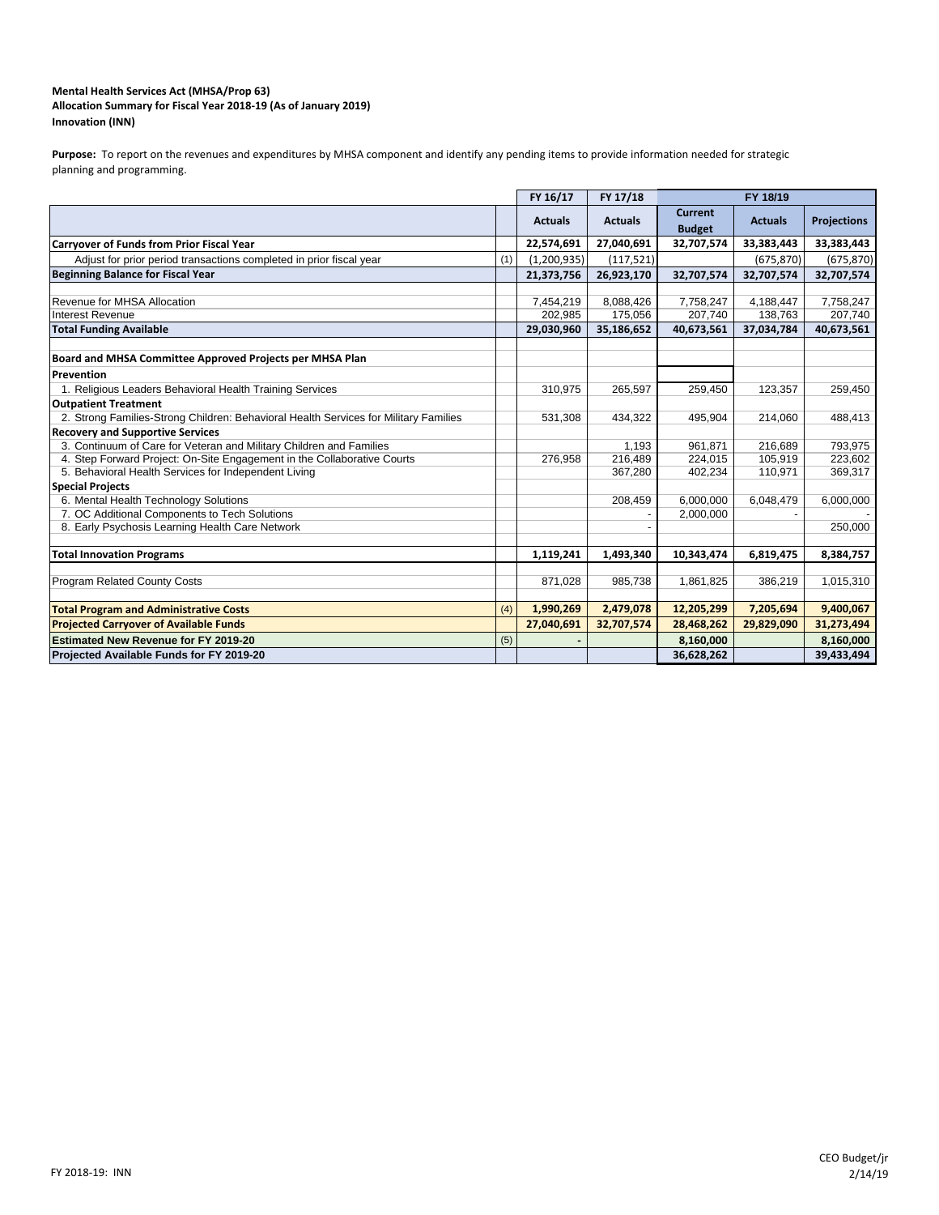**Mental Health Services Act (MHSA/Prop 63)**
**Allocation Summary for Fiscal Year 2018-19 (As of January 2019)**
**Innovation (INN)**

**Purpose:** To report on the revenues and expenditures by MHSA component and identify any pending items to provide information needed for strategic planning and programming.

| | | FY 16/17 | FY 17/18 | FY 18/19 | | |
|---|---|---|---|---|---|---|
| | | Actuals | Actuals | Current Budget | Actuals | Projections |
| **Carryover of Funds from Prior Fiscal Year** | | **22,574,691** | **27,040,691** | **32,707,574** | **33,383,443** | **33,383,443** |
| Adjust for prior period transactions completed in prior fiscal year | (1) | (1,200,935) | (117,521) | | (675,870) | (675,870) |
| **Beginning Balance for Fiscal Year** | | **21,373,756** | **26,923,170** | **32,707,574** | **32,707,574** | **32,707,574** |
| Revenue for MHSA Allocation | | 7,454,219 | 8,088,426 | 7,758,247 | 4,188,447 | 7,758,247 |
| Interest Revenue | | 202,985 | 175,056 | 207,740 | 138,763 | 207,740 |
| **Total Funding Available** | | **29,030,960** | **35,186,652** | **40,673,561** | **37,034,784** | **40,673,561** |
| **Board and MHSA Committee Approved Projects per MHSA Plan** | | | | | | |
| **Prevention** | | | | | | |
| 1. Religious Leaders Behavioral Health Training Services | | 310,975 | 265,597 | 259,450 | 123,357 | 259,450 |
| **Outpatient Treatment** | | | | | | |
| 2. Strong Families-Strong Children: Behavioral Health Services for Military Families | | 531,308 | 434,322 | 495,904 | 214,060 | 488,413 |
| **Recovery and Supportive Services** | | | | | | |
| 3. Continuum of Care for Veteran and Military Children and Families | | | 1,193 | 961,871 | 216,689 | 793,975 |
| 4. Step Forward Project: On-Site Engagement in the Collaborative Courts | | 276,958 | 216,489 | 224,015 | 105,919 | 223,602 |
| 5. Behavioral Health Services for Independent Living | | | 367,280 | 402,234 | 110,971 | 369,317 |
| **Special Projects** | | | | | | |
| 6. Mental Health Technology Solutions | | | 208,459 | 6,000,000 | 6,048,479 | 6,000,000 |
| 7. OC Additional Components to Tech Solutions | | | - | 2,000,000 | - | - |
| 8. Early Psychosis Learning Health Care Network | | | - | | | 250,000 |
| **Total Innovation Programs** | | **1,119,241** | **1,493,340** | **10,343,474** | **6,819,475** | **8,384,757** |
| Program Related County Costs | | 871,028 | 985,738 | 1,861,825 | 386,219 | 1,015,310 |
| **Total Program and Administrative Costs** | (4) | **1,990,269** | **2,479,078** | **12,205,299** | **7,205,694** | **9,400,067** |
| **Projected Carryover of Available Funds** | | **27,040,691** | **32,707,574** | **28,468,262** | **29,829,090** | **31,273,494** |
| **Estimated New Revenue for FY 2019-20** | (5) | - | | **8,160,000** | | **8,160,000** |
| **Projected Available Funds for FY 2019-20** | | | | **36,628,262** | | **39,433,494** |

FY 2018-19: INN

CEO Budget/jr
2/14/19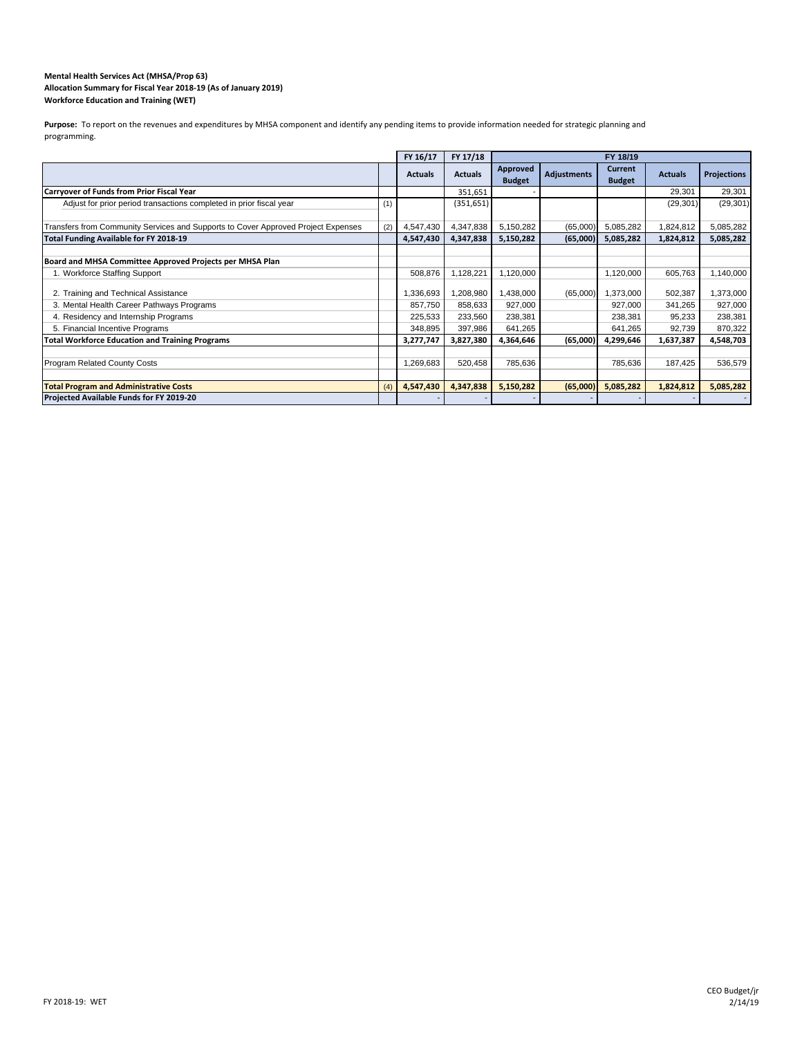**Mental Health Services Act (MHSA/Prop 63)**
**Allocation Summary for Fiscal Year 2018-19 (As of January 2019)**
**Workforce Education and Training (WET)**

**Purpose:** To report on the revenues and expenditures by MHSA component and identify any pending items to provide information needed for strategic planning and programming.

| | | FY 16/17 | FY 17/18 | FY 18/19 | | | | |
|---|---|---|---|---|---|---|---|---|
| | | Actuals | Actuals | Approved Budget | Adjustments | Current Budget | Actuals | Projections |
| **Carryover of Funds from Prior Fiscal Year** | | | 351,651 | - | | | 29,301 | 29,301 |
| Adjust for prior period transactions completed in prior fiscal year | (1) | | (351,651) | | | | (29,301) | (29,301) |
| Transfers from Community Services and Supports to Cover Approved Project Expenses | (2) | 4,547,430 | 4,347,838 | 5,150,282 | (65,000) | 5,085,282 | 1,824,812 | 5,085,282 |
| **Total Funding Available for FY 2018-19** | | **4,547,430** | **4,347,838** | **5,150,282** | **(65,000)** | **5,085,282** | **1,824,812** | **5,085,282** |
| **Board and MHSA Committee Approved Projects per MHSA Plan** | | | | | | | | |
| 1. Workforce Staffing Support | | 508,876 | 1,128,221 | 1,120,000 | | 1,120,000 | 605,763 | 1,140,000 |
| 2. Training and Technical Assistance | | 1,336,693 | 1,208,980 | 1,438,000 | (65,000) | 1,373,000 | 502,387 | 1,373,000 |
| 3. Mental Health Career Pathways Programs | | 857,750 | 858,633 | 927,000 | | 927,000 | 341,265 | 927,000 |
| 4. Residency and Internship Programs | | 225,533 | 233,560 | 238,381 | | 238,381 | 95,233 | 238,381 |
| 5. Financial Incentive Programs | | 348,895 | 397,986 | 641,265 | | 641,265 | 92,739 | 870,322 |
| **Total Workforce Education and Training Programs** | | **3,277,747** | **3,827,380** | **4,364,646** | **(65,000)** | **4,299,646** | **1,637,387** | **4,548,703** |
| Program Related County Costs | | 1,269,683 | 520,458 | 785,636 | | 785,636 | 187,425 | 536,579 |
| **Total Program and Administrative Costs** | (4) | **4,547,430** | **4,347,838** | **5,150,282** | **(65,000)** | **5,085,282** | **1,824,812** | **5,085,282** |
| **Projected Available Funds for FY 2019-20** | | - | - | - | - | - | - | - |

FY 2018-19: WET

CEO Budget/jr
2/14/19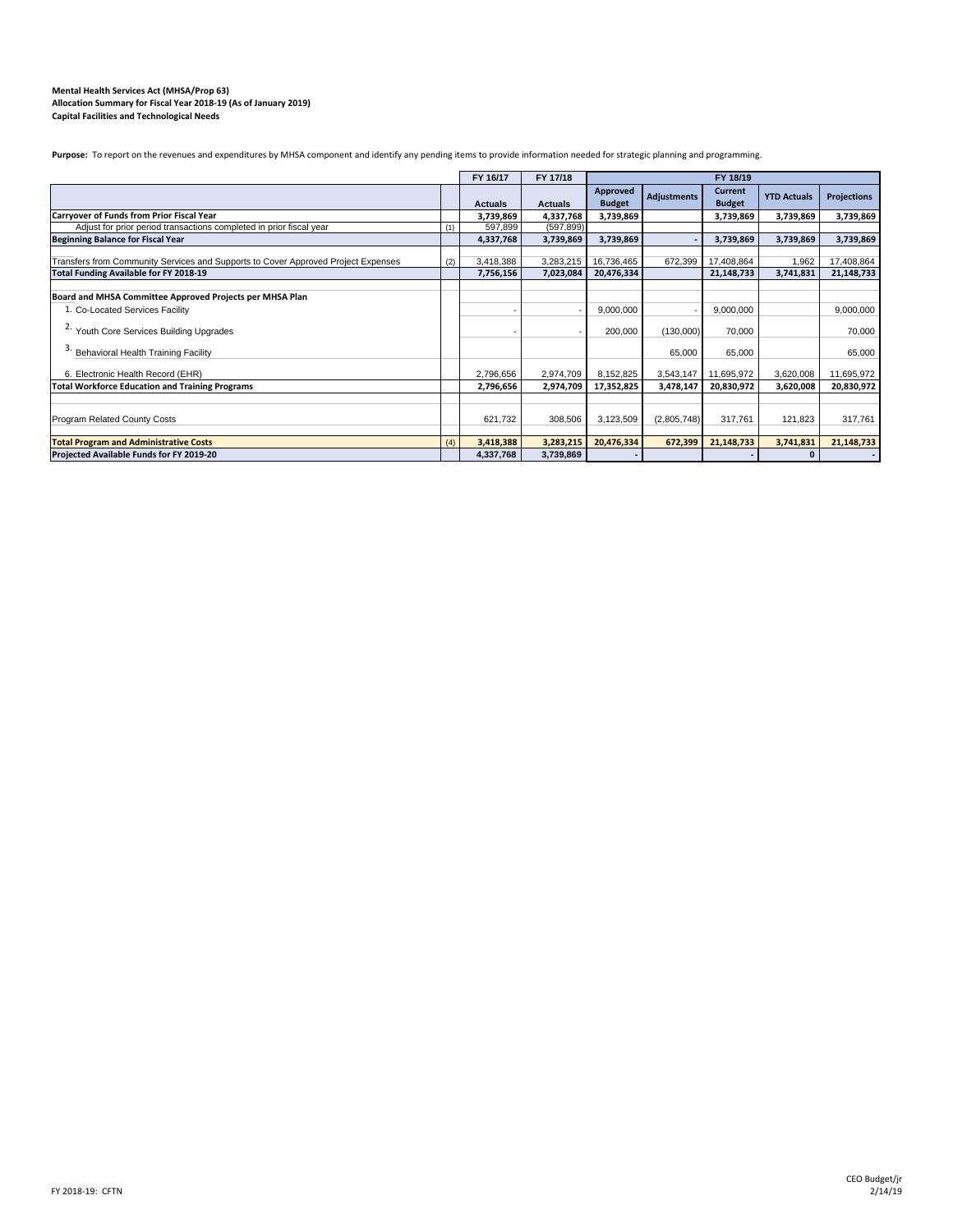**Mental Health Services Act (MHSA/Prop 63)**
**Allocation Summary for Fiscal Year 2018-19 (As of January 2019)**
**Capital Facilities and Technological Needs**

**Purpose:** To report on the revenues and expenditures by MHSA component and identify any pending items to provide information needed for strategic planning and programming.

| | | FY 16/17 | FY 17/18 | FY 18/19 | | | | |
|---|---|---|---|---|---|---|---|---|
| | | **Actuals** | **Actuals** | **Approved Budget** | **Adjustments** | **Current Budget** | **YTD Actuals** | **Projections** |
| **Carryover of Funds from Prior Fiscal Year** | | **3,739,869** | **4,337,768** | **3,739,869** | | **3,739,869** | **3,739,869** | **3,739,869** |
| Adjust for prior period transactions completed in prior fiscal year | (1) | 597,899 | (597,899) | | | | | |
| **Beginning Balance for Fiscal Year** | | **4,337,768** | **3,739,869** | **3,739,869** | **-** | **3,739,869** | **3,739,869** | **3,739,869** |
| Transfers from Community Services and Supports to Cover Approved Project Expenses | (2) | 3,418,388 | 3,283,215 | 16,736,465 | 672,399 | 17,408,864 | 1,962 | 17,408,864 |
| **Total Funding Available for FY 2018-19** | | **7,756,156** | **7,023,084** | **20,476,334** | | **21,148,733** | **3,741,831** | **21,148,733** |
| **Board and MHSA Committee Approved Projects per MHSA Plan** | | | | | | | | |
| 1. Co-Located Services Facility | | - | - | 9,000,000 | - | 9,000,000 | | 9,000,000 |
| 2. Youth Core Services Building Upgrades | | - | - | 200,000 | (130,000) | 70,000 | | 70,000 |
| 3. Behavioral Health Training Facility | | | | | 65,000 | 65,000 | | 65,000 |
| 6. Electronic Health Record (EHR) | | 2,796,656 | 2,974,709 | 8,152,825 | 3,543,147 | 11,695,972 | 3,620,008 | 11,695,972 |
| **Total Workforce Education and Training Programs** | | **2,796,656** | **2,974,709** | **17,352,825** | **3,478,147** | **20,830,972** | **3,620,008** | **20,830,972** |
| Program Related County Costs | | 621,732 | 308,506 | 3,123,509 | (2,805,748) | 317,761 | 121,823 | 317,761 |
| **Total Program and Administrative Costs** | (4) | **3,418,388** | **3,283,215** | **20,476,334** | **672,399** | **21,148,733** | **3,741,831** | **21,148,733** |
| **Projected Available Funds for FY 2019-20** | | **4,337,768** | **3,739,869** | **-** | | **-** | **0** | **-** |

FY 2018-19: CFTN

CEO Budget/jr
2/14/19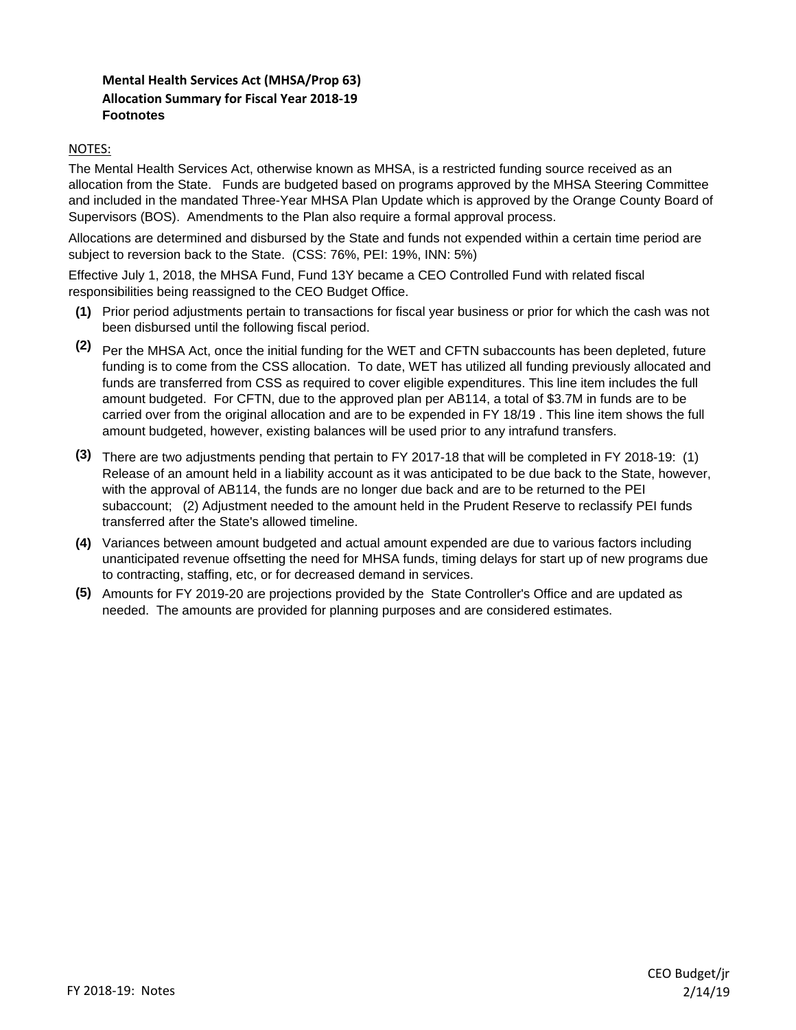**Mental Health Services Act (MHSA/Prop 63)**
**Allocation Summary for Fiscal Year 2018-19**
**Footnotes**

NOTES:

The Mental Health Services Act, otherwise known as MHSA, is a restricted funding source received as an allocation from the State. Funds are budgeted based on programs approved by the MHSA Steering Committee and included in the mandated Three-Year MHSA Plan Update which is approved by the Orange County Board of Supervisors (BOS). Amendments to the Plan also require a formal approval process.

Allocations are determined and disbursed by the State and funds not expended within a certain time period are subject to reversion back to the State. (CSS: 76%, PEI: 19%, INN: 5%)

Effective July 1, 2018, the MHSA Fund, Fund 13Y became a CEO Controlled Fund with related fiscal responsibilities being reassigned to the CEO Budget Office.

**(1)** Prior period adjustments pertain to transactions for fiscal year business or prior for which the cash was not been disbursed until the following fiscal period.

**(2)** Per the MHSA Act, once the initial funding for the WET and CFTN subaccounts has been depleted, future funding is to come from the CSS allocation. To date, WET has utilized all funding previously allocated and funds are transferred from CSS as required to cover eligible expenditures. This line item includes the full amount budgeted. For CFTN, due to the approved plan per AB114, a total of $3.7M in funds are to be carried over from the original allocation and are to be expended in FY 18/19 . This line item shows the full amount budgeted, however, existing balances will be used prior to any intrafund transfers.

**(3)** There are two adjustments pending that pertain to FY 2017-18 that will be completed in FY 2018-19: (1) Release of an amount held in a liability account as it was anticipated to be due back to the State, however, with the approval of AB114, the funds are no longer due back and are to be returned to the PEI subaccount; (2) Adjustment needed to the amount held in the Prudent Reserve to reclassify PEI funds transferred after the State's allowed timeline.

**(4)** Variances between amount budgeted and actual amount expended are due to various factors including unanticipated revenue offsetting the need for MHSA funds, timing delays for start up of new programs due to contracting, staffing, etc, or for decreased demand in services.

**(5)** Amounts for FY 2019-20 are projections provided by the State Controller's Office and are updated as needed. The amounts are provided for planning purposes and are considered estimates.

FY 2018-19: Notes

CEO Budget/jr
2/14/19